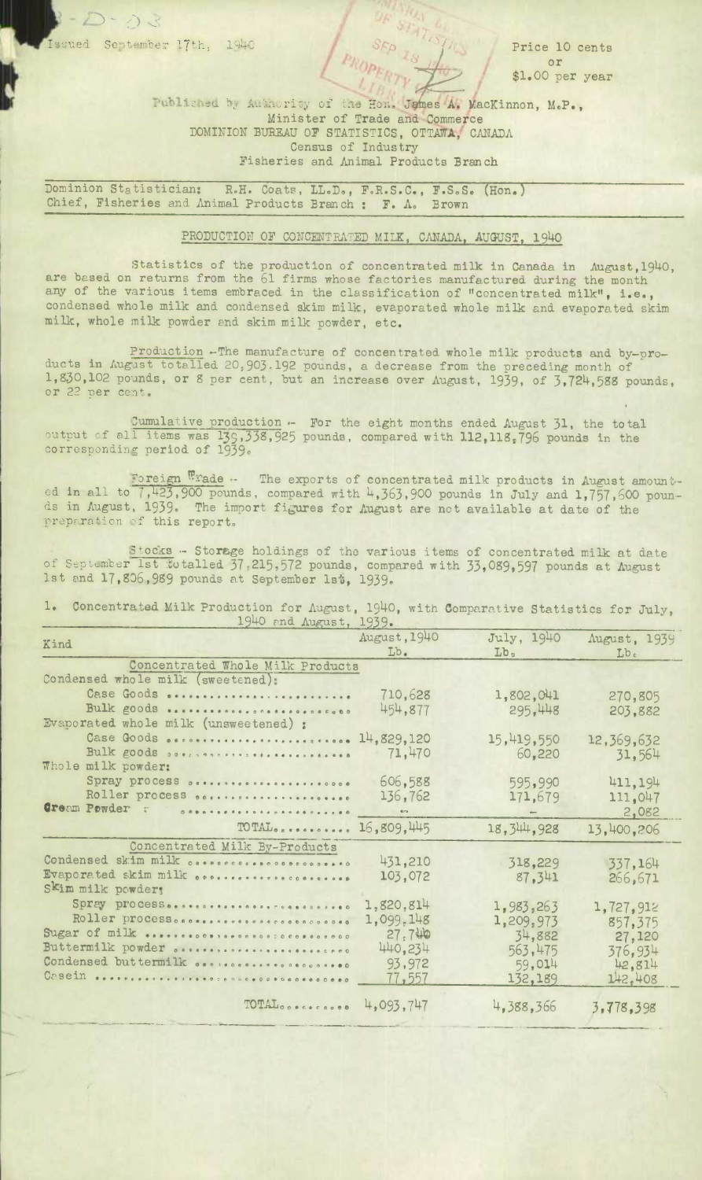Issued September 17th, 1940

Price 10 cents or $1.00 per year

Published by Authority of the Hon. James A. MacKinnon, M.P., Minister of Trade and Commerce
DOMINION BUREAU OF STATISTICS, OTTAWA, CANADA
Census of Industry
Fisheries and Animal Products Branch

Dominion Statistician: R.H. Coats, LL.D., F.R.S.C., F.S.S. (Hon.)
Chief, Fisheries and Animal Products Branch : F. A. Brown

## PRODUCTION OF CONCENTRATED MILK, CANADA, AUGUST, 1940

Statistics of the production of concentrated milk in Canada in August, 1940, are based on returns from the 61 firms whose factories manufactured during the month any of the various items embraced in the classification of "concentrated milk", i.e., condensed whole milk and condensed skim milk, evaporated whole milk and evaporated skim milk, whole milk powder and skim milk powder, etc.

Production - The manufacture of concentrated whole milk products and by-products in August totalled 20,903,192 pounds, a decrease from the preceding month of 1,830,102 pounds, or 8 per cent, but an increase over August, 1939, of 3,724,588 pounds, or 22 per cent.

Cumulative production - For the eight months ended August 31, the total output of all items was 139,338,925 pounds, compared with 112,118,796 pounds in the corresponding period of 1939.

Foreign Trade - The exports of concentrated milk products in August amounted in all to 7,423,900 pounds, compared with 4,363,900 pounds in July and 1,757,600 pounds in August, 1939. The import figures for August are not available at date of the preparation of this report.

Stocks - Storage holdings of the various items of concentrated milk at date of September 1st totalled 37,215,572 pounds, compared with 33,089,597 pounds at August 1st and 17,806,989 pounds at September 1st, 1939.

1. Concentrated Milk Production for August, 1940, with Comparative Statistics for July, 1940 and August, 1939.

| Kind | August, 1940 Lb. | July, 1940 Lb. | August, 1939 Lb. |
|---|---|---|---|
| **Concentrated Whole Milk Products** | | | |
| Condensed whole milk (sweetened): | | | |
| Case Goods | 710,628 | 1,802,041 | 270,805 |
| Bulk goods | 454,877 | 295,448 | 203,882 |
| Evaporated whole milk (unsweetened) : | | | |
| Case Goods | 14,829,120 | 15,419,550 | 12,369,632 |
| Bulk goods | 71,470 | 60,220 | 31,564 |
| Whole milk powder: | | | |
| Spray process | 606,588 | 595,990 | 411,194 |
| Roller process | 136,762 | 171,679 | 111,047 |
| Cream Powder | - | - | 2,082 |
| TOTAL | 16,809,445 | 18,344,928 | 13,400,206 |
| **Concentrated Milk By-Products** | | | |
| Condensed skim milk | 431,210 | 318,229 | 337,164 |
| Evaporated skim milk | 103,072 | 87,341 | 266,671 |
| Skim milk powder: | | | |
| Spray process | 1,820,814 | 1,983,263 | 1,727,912 |
| Roller process | 1,099,148 | 1,209,973 | 857,375 |
| Sugar of milk | 27,740 | 34,882 | 27,120 |
| Buttermilk powder | 440,234 | 563,475 | 376,934 |
| Condensed buttermilk | 93,972 | 59,014 | 42,814 |
| Casein | 77,557 | 132,189 | 142,408 |
| TOTAL | 4,093,747 | 4,388,366 | 3,778,398 |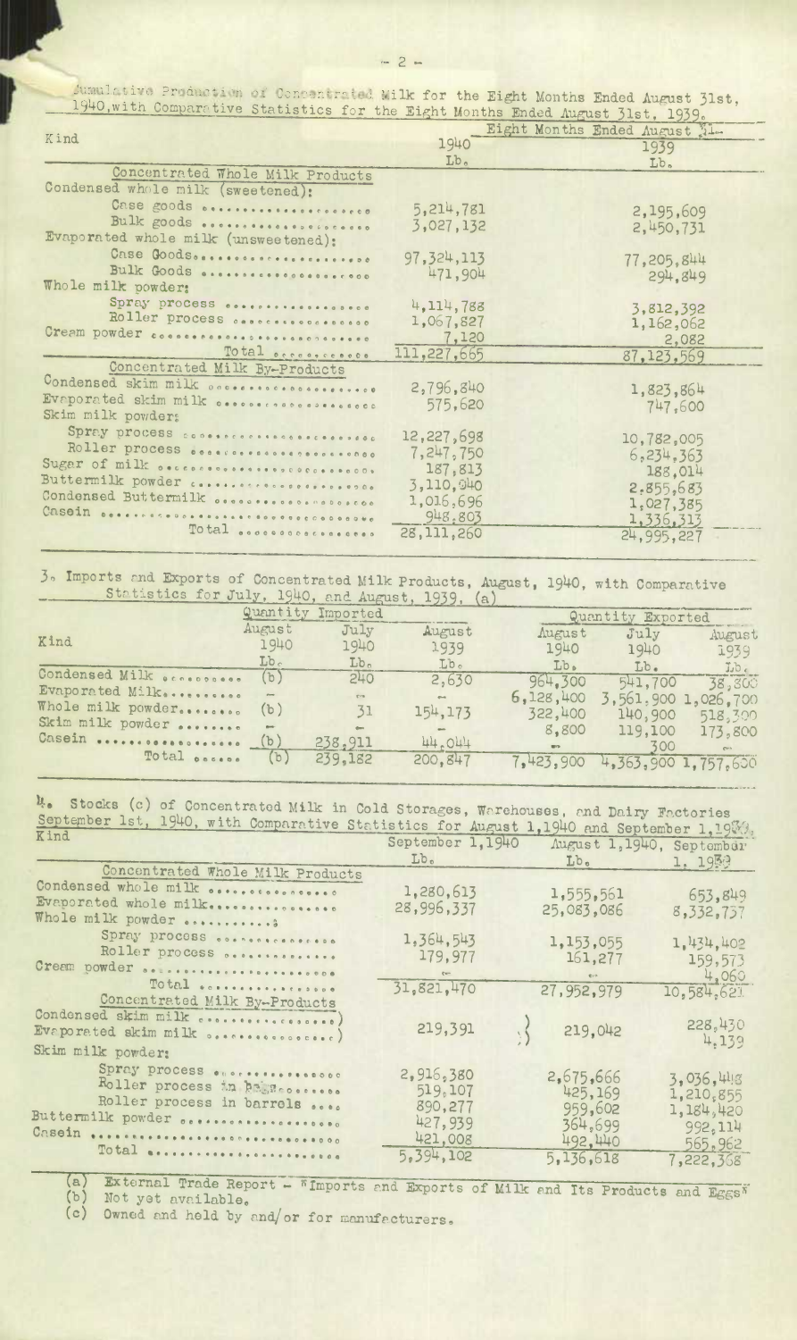Cumulative Production of Concentrated Milk for the Eight Months Ended August 31st, 1940, with Comparative Statistics for the Eight Months Ended August 31st, 1939.

| Kind | Eight Months Ended August 31 | |
|---|---|---|
| | 1940 | 1939 |
| | Lb. | Lb. |
| **Concentrated Whole Milk Products** | | |
| Condensed whole milk (sweetened): | | |
| Case goods | 5,214,781 | 2,195,609 |
| Bulk goods | 3,027,132 | 2,450,731 |
| Evaporated whole milk (unsweetened): | | |
| Case Goods | 97,324,113 | 77,205,844 |
| Bulk Goods | 471,904 | 294,849 |
| Whole milk powder: | | |
| Spray process | 4,114,788 | 3,812,392 |
| Roller process | 1,067,827 | 1,162,062 |
| Cream powder | 7,120 | 2,082 |
| Total | 111,227,665 | 87,123,569 |
| **Concentrated Milk By-Products** | | |
| Condensed skim milk | 2,796,840 | 1,823,864 |
| Evaporated skim milk | 575,620 | 747,600 |
| Skim milk powder: | | |
| Spray process | 12,227,698 | 10,782,005 |
| Roller process | 7,247,750 | 6,234,363 |
| Sugar of milk | 187,813 | 188,014 |
| Buttermilk powder | 3,110,940 | 2,855,683 |
| Condensed Buttermilk | 1,016,696 | 1,027,385 |
| Casein | 948,803 | 1,336,313 |
| Total | 28,111,260 | 24,995,227 |

3. Imports and Exports of Concentrated Milk Products, August, 1940, with Comparative Statistics for July, 1940, and August, 1939. (a)

| Kind | Quantity Imported | | | Quantity Exported | | |
|---|---|---|---|---|---|---|
| | August 1940 | July 1940 | August 1939 | August 1940 | July 1940 | August 1939 |
| | Lb. | Lb. | Lb. | Lb. | Lb. | Lb. |
| Condensed Milk | (b) | 240 | 2,630 | 964,300 | 541,700 | 38,800 |
| Evaporated Milk | - | - | - | 6,128,400 | 3,561,900 | 1,026,700 |
| Whole milk powder | (b) | 31 | 154,173 | 322,400 | 140,900 | 518,300 |
| Skim milk powder | - | - | - | 8,800 | 119,100 | 173,800 |
| Casein | (b) | 238,911 | 44,044 | - | 300 | - |
| Total | (b) | 239,182 | 200,847 | 7,423,900 | 4,363,900 | 1,757,600 |

4. Stocks (c) of Concentrated Milk in Cold Storages, Warehouses, and Dairy Factories September 1st, 1940, with Comparative Statistics for August 1, 1940 and September 1, 1939.

| Kind | September 1, 1940 | August 1, 1940 | September 1, 1939 |
|---|---|---|---|
| | Lb. | Lb. | |
| **Concentrated Whole Milk Products** | | | |
| Condensed whole milk | 1,280,613 | 1,555,561 | 653,849 |
| Evaporated whole milk | 28,996,337 | 25,083,086 | 8,332,737 |
| Whole milk powder: | | | |
| Spray process | 1,364,543 | 1,153,055 | 1,434,402 |
| Roller process | 179,977 | 161,277 | 159,573 |
| Cream powder | - | - | 4,060 |
| Total | 31,821,470 | 27,952,979 | 10,584,621 |
| **Concentrated Milk By-Products** | | | |
| Condensed skim milk | 219,391 | 219,042 | 228,430 |
| Evaporated skim milk | | | 4,139 |
| Skim milk powder: | | | |
| Spray process | 2,916,380 | 2,675,666 | 3,036,448 |
| Roller process in bags | 519,107 | 425,169 | 1,210,855 |
| Roller process in barrels | 890,277 | 959,602 | 1,184,420 |
| Buttermilk powder | 427,939 | 364,699 | 992,114 |
| Casein | 421,008 | 492,440 | 565,962 |
| Total | 5,394,102 | 5,136,618 | 7,222,368 |

(a) External Trade Report - "Imports and Exports of Milk and Its Products and Eggs"
(b) Not yet available.
(c) Owned and held by and/or for manufacturers.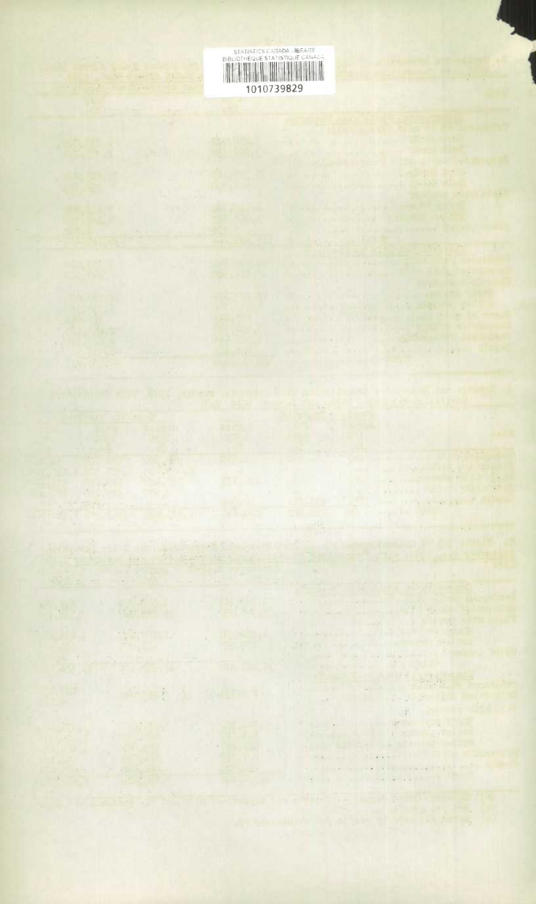STATISTICS CANADA LIBRARY
BIBLIOTHEQUE STATISTIQUE CANADA

1010739829